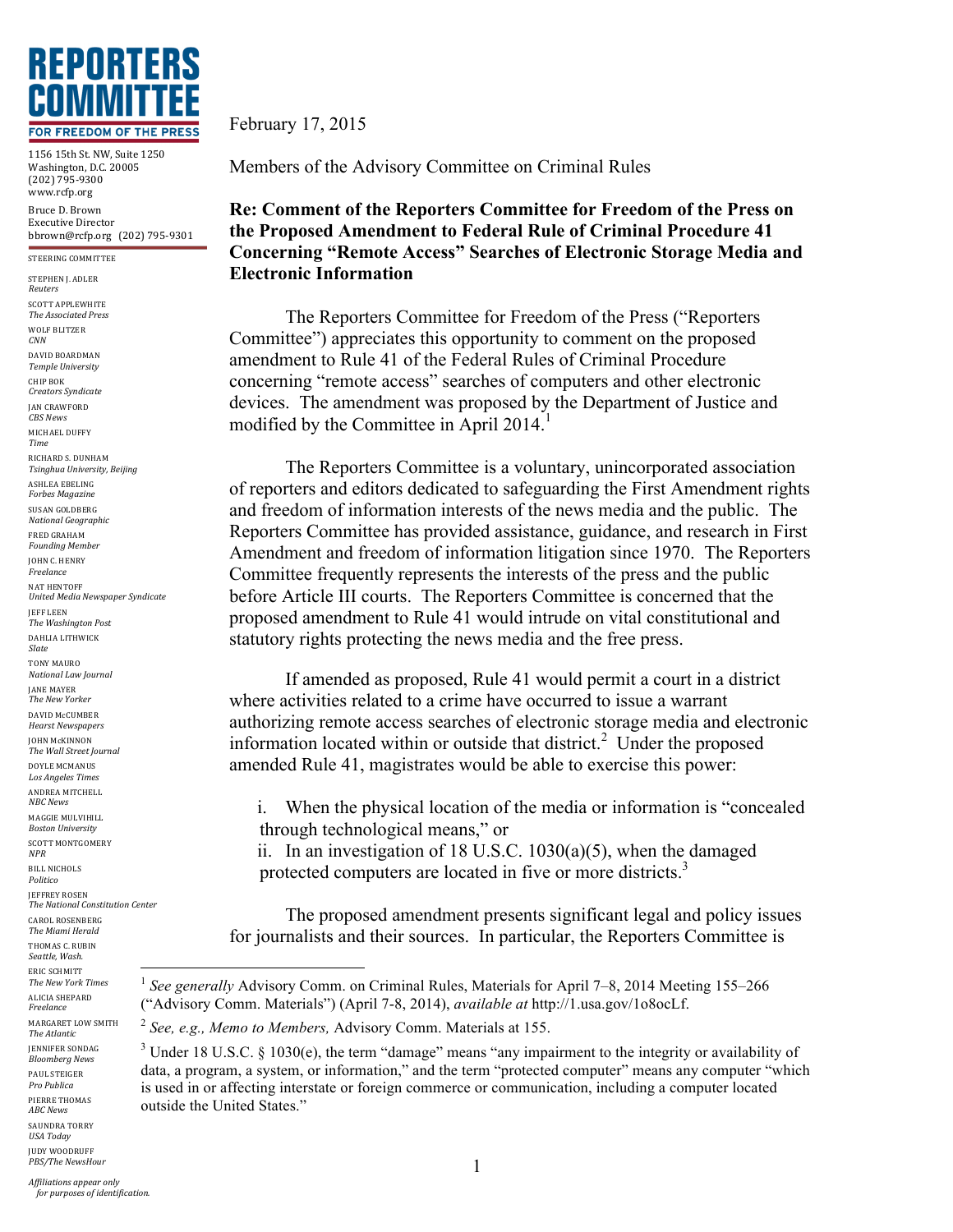# REPORTERS COMMITTEE

FOR FREEDOM OF THE PRESS

1156 15th St. NW, Suite 1250
Washington, D.C. 20005
(202) 795-9300
www.rcfp.org

Bruce D. Brown
Executive Director
bbrown@rcfp.org (202) 795-9301

STEERING COMMITTEE

STEPHEN J. ADLER
*Reuters*
SCOTT APPLEWHITE
*The Associated Press*
WOLF BLITZER
*CNN*
DAVID BOARDMAN
*Temple University*
CHIP BOK
*Creators Syndicate*
JAN CRAWFORD
*CBS News*
MICHAEL DUFFY
*Time*
RICHARD S. DUNHAM
*Tsinghua University, Beijing*
ASHLEA EBELING
*Forbes Magazine*
SUSAN GOLDBERG
*National Geographic*
FRED GRAHAM
*Founding Member*
JOHN C. HENRY
*Freelance*
NAT HENTOFF
*United Media Newspaper Syndicate*
JEFF LEEN
*The Washington Post*
DAHLIA LITHWICK
*Slate*
TONY MAURO
*National Law Journal*
JANE MAYER
*The New Yorker*
DAVID McCUMBER
*Hearst Newspapers*
JOHN McKINNON
*The Wall Street Journal*
DOYLE MCMANUS
*Los Angeles Times*
ANDREA MITCHELL
*NBC News*
MAGGIE MULVIHILL
*Boston University*
SCOTT MONTGOMERY
*NPR*
BILL NICHOLS
*Politico*
JEFFREY ROSEN
*The National Constitution Center*
CAROL ROSENBERG
*The Miami Herald*
THOMAS C. RUBIN
*Seattle, Wash.*
ERIC SCHMITT
*The New York Times*
ALICIA SHEPARD
*Freelance*
MARGARET LOW SMITH
*The Atlantic*
JENNIFER SONDAG
*Bloomberg News*
PAUL STEIGER
*Pro Publica*
PIERRE THOMAS
*ABC News*
SAUNDRA TORRY
*USA Today*
JUDY WOODRUFF
*PBS/The NewsHour*

*Affiliations appear only for purposes of identification.*

February 17, 2015

Members of the Advisory Committee on Criminal Rules

**Re: Comment of the Reporters Committee for Freedom of the Press on the Proposed Amendment to Federal Rule of Criminal Procedure 41 Concerning "Remote Access" Searches of Electronic Storage Media and Electronic Information**

The Reporters Committee for Freedom of the Press ("Reporters Committee") appreciates this opportunity to comment on the proposed amendment to Rule 41 of the Federal Rules of Criminal Procedure concerning "remote access" searches of computers and other electronic devices. The amendment was proposed by the Department of Justice and modified by the Committee in April 2014.[1]

The Reporters Committee is a voluntary, unincorporated association of reporters and editors dedicated to safeguarding the First Amendment rights and freedom of information interests of the news media and the public. The Reporters Committee has provided assistance, guidance, and research in First Amendment and freedom of information litigation since 1970. The Reporters Committee frequently represents the interests of the press and the public before Article III courts. The Reporters Committee is concerned that the proposed amendment to Rule 41 would intrude on vital constitutional and statutory rights protecting the news media and the free press.

If amended as proposed, Rule 41 would permit a court in a district where activities related to a crime have occurred to issue a warrant authorizing remote access searches of electronic storage media and electronic information located within or outside that district.[2] Under the proposed amended Rule 41, magistrates would be able to exercise this power:

i. When the physical location of the media or information is "concealed through technological means," or
ii. In an investigation of 18 U.S.C. 1030(a)(5), when the damaged protected computers are located in five or more districts.[3]

The proposed amendment presents significant legal and policy issues for journalists and their sources. In particular, the Reporters Committee is

---

[1] *See generally* Advisory Comm. on Criminal Rules, Materials for April 7–8, 2014 Meeting 155–266 ("Advisory Comm. Materials") (April 7-8, 2014), *available at* http://1.usa.gov/1o8ocLf.

[2] *See, e.g., Memo to Members,* Advisory Comm. Materials at 155.

[3] Under 18 U.S.C. § 1030(e), the term "damage" means "any impairment to the integrity or availability of data, a program, a system, or information," and the term "protected computer" means any computer "which is used in or affecting interstate or foreign commerce or communication, including a computer located outside the United States."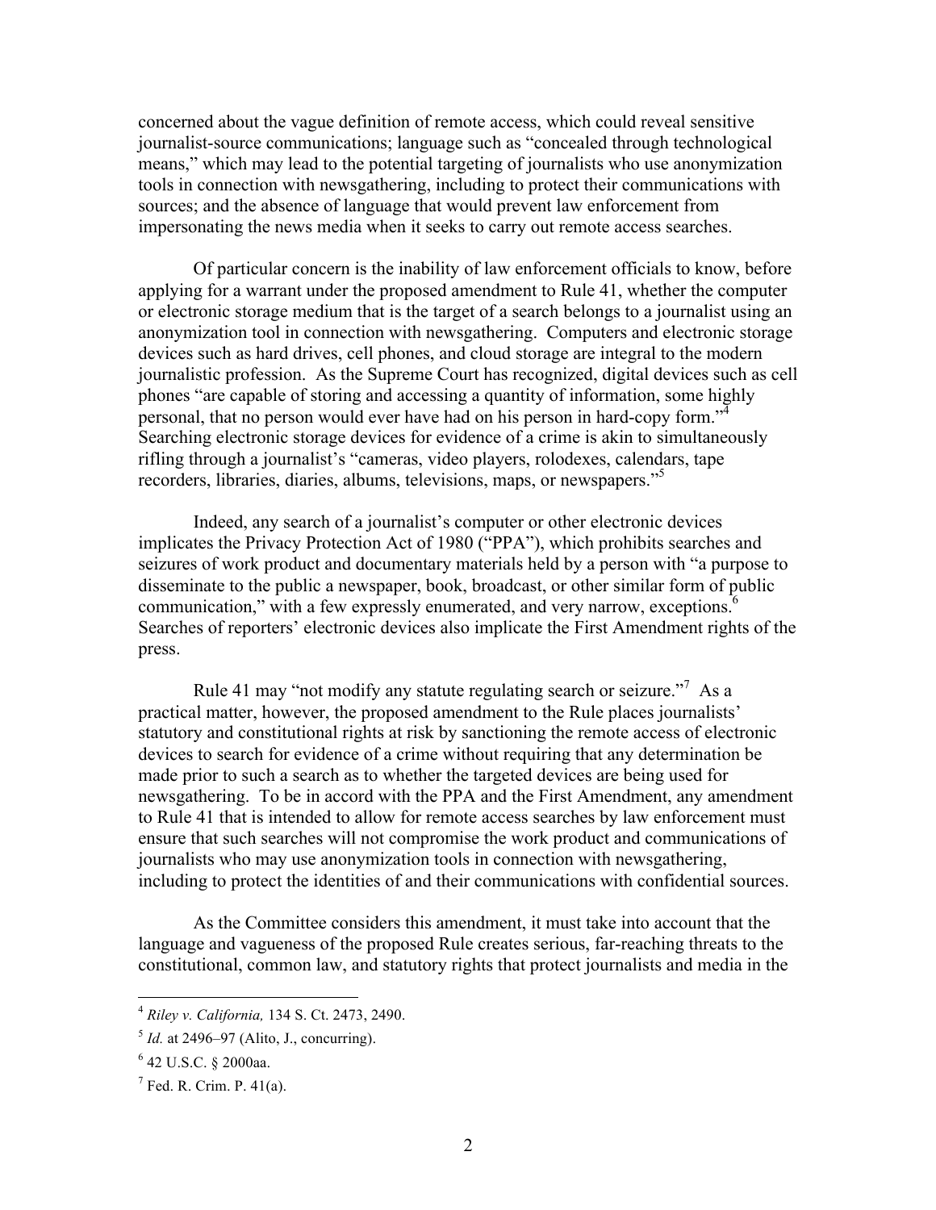concerned about the vague definition of remote access, which could reveal sensitive journalist-source communications; language such as "concealed through technological means," which may lead to the potential targeting of journalists who use anonymization tools in connection with newsgathering, including to protect their communications with sources; and the absence of language that would prevent law enforcement from impersonating the news media when it seeks to carry out remote access searches.

Of particular concern is the inability of law enforcement officials to know, before applying for a warrant under the proposed amendment to Rule 41, whether the computer or electronic storage medium that is the target of a search belongs to a journalist using an anonymization tool in connection with newsgathering. Computers and electronic storage devices such as hard drives, cell phones, and cloud storage are integral to the modern journalistic profession. As the Supreme Court has recognized, digital devices such as cell phones "are capable of storing and accessing a quantity of information, some highly personal, that no person would ever have had on his person in hard-copy form."[4] Searching electronic storage devices for evidence of a crime is akin to simultaneously rifling through a journalist's "cameras, video players, rolodexes, calendars, tape recorders, libraries, diaries, albums, televisions, maps, or newspapers."[5]

Indeed, any search of a journalist's computer or other electronic devices implicates the Privacy Protection Act of 1980 ("PPA"), which prohibits searches and seizures of work product and documentary materials held by a person with "a purpose to disseminate to the public a newspaper, book, broadcast, or other similar form of public communication," with a few expressly enumerated, and very narrow, exceptions.[6] Searches of reporters' electronic devices also implicate the First Amendment rights of the press.

Rule 41 may "not modify any statute regulating search or seizure."[7] As a practical matter, however, the proposed amendment to the Rule places journalists' statutory and constitutional rights at risk by sanctioning the remote access of electronic devices to search for evidence of a crime without requiring that any determination be made prior to such a search as to whether the targeted devices are being used for newsgathering. To be in accord with the PPA and the First Amendment, any amendment to Rule 41 that is intended to allow for remote access searches by law enforcement must ensure that such searches will not compromise the work product and communications of journalists who may use anonymization tools in connection with newsgathering, including to protect the identities of and their communications with confidential sources.

As the Committee considers this amendment, it must take into account that the language and vagueness of the proposed Rule creates serious, far-reaching threats to the constitutional, common law, and statutory rights that protect journalists and media in the

---

[4] *Riley v. California,* 134 S. Ct. 2473, 2490.

[5] *Id.* at 2496–97 (Alito, J., concurring).

[6] 42 U.S.C. § 2000aa.

[7] Fed. R. Crim. P. 41(a).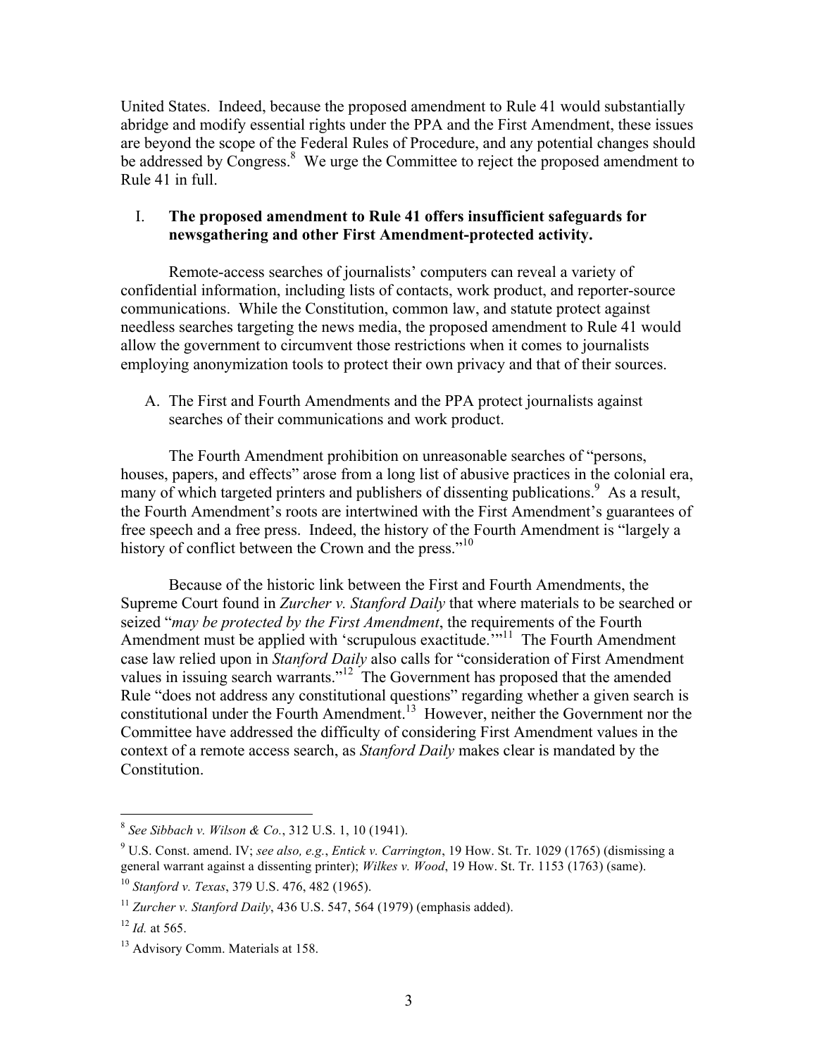United States. Indeed, because the proposed amendment to Rule 41 would substantially abridge and modify essential rights under the PPA and the First Amendment, these issues are beyond the scope of the Federal Rules of Procedure, and any potential changes should be addressed by Congress.[8] We urge the Committee to reject the proposed amendment to Rule 41 in full.

## I. The proposed amendment to Rule 41 offers insufficient safeguards for newsgathering and other First Amendment-protected activity.

Remote-access searches of journalists' computers can reveal a variety of confidential information, including lists of contacts, work product, and reporter-source communications. While the Constitution, common law, and statute protect against needless searches targeting the news media, the proposed amendment to Rule 41 would allow the government to circumvent those restrictions when it comes to journalists employing anonymization tools to protect their own privacy and that of their sources.

### A. The First and Fourth Amendments and the PPA protect journalists against searches of their communications and work product.

The Fourth Amendment prohibition on unreasonable searches of "persons, houses, papers, and effects" arose from a long list of abusive practices in the colonial era, many of which targeted printers and publishers of dissenting publications.[9] As a result, the Fourth Amendment's roots are intertwined with the First Amendment's guarantees of free speech and a free press. Indeed, the history of the Fourth Amendment is "largely a history of conflict between the Crown and the press."[10]

Because of the historic link between the First and Fourth Amendments, the Supreme Court found in *Zurcher v. Stanford Daily* that where materials to be searched or seized "*may be protected by the First Amendment*, the requirements of the Fourth Amendment must be applied with 'scrupulous exactitude.'"[11] The Fourth Amendment case law relied upon in *Stanford Daily* also calls for "consideration of First Amendment values in issuing search warrants."[12] The Government has proposed that the amended Rule "does not address any constitutional questions" regarding whether a given search is constitutional under the Fourth Amendment.[13] However, neither the Government nor the Committee have addressed the difficulty of considering First Amendment values in the context of a remote access search, as *Stanford Daily* makes clear is mandated by the Constitution.

---

[8] *See Sibbach v. Wilson & Co.*, 312 U.S. 1, 10 (1941).

[9] U.S. Const. amend. IV; *see also, e.g.*, *Entick v. Carrington*, 19 How. St. Tr. 1029 (1765) (dismissing a general warrant against a dissenting printer); *Wilkes v. Wood*, 19 How. St. Tr. 1153 (1763) (same).

[10] *Stanford v. Texas*, 379 U.S. 476, 482 (1965).

[11] *Zurcher v. Stanford Daily*, 436 U.S. 547, 564 (1979) (emphasis added).

[12] *Id.* at 565.

[13] Advisory Comm. Materials at 158.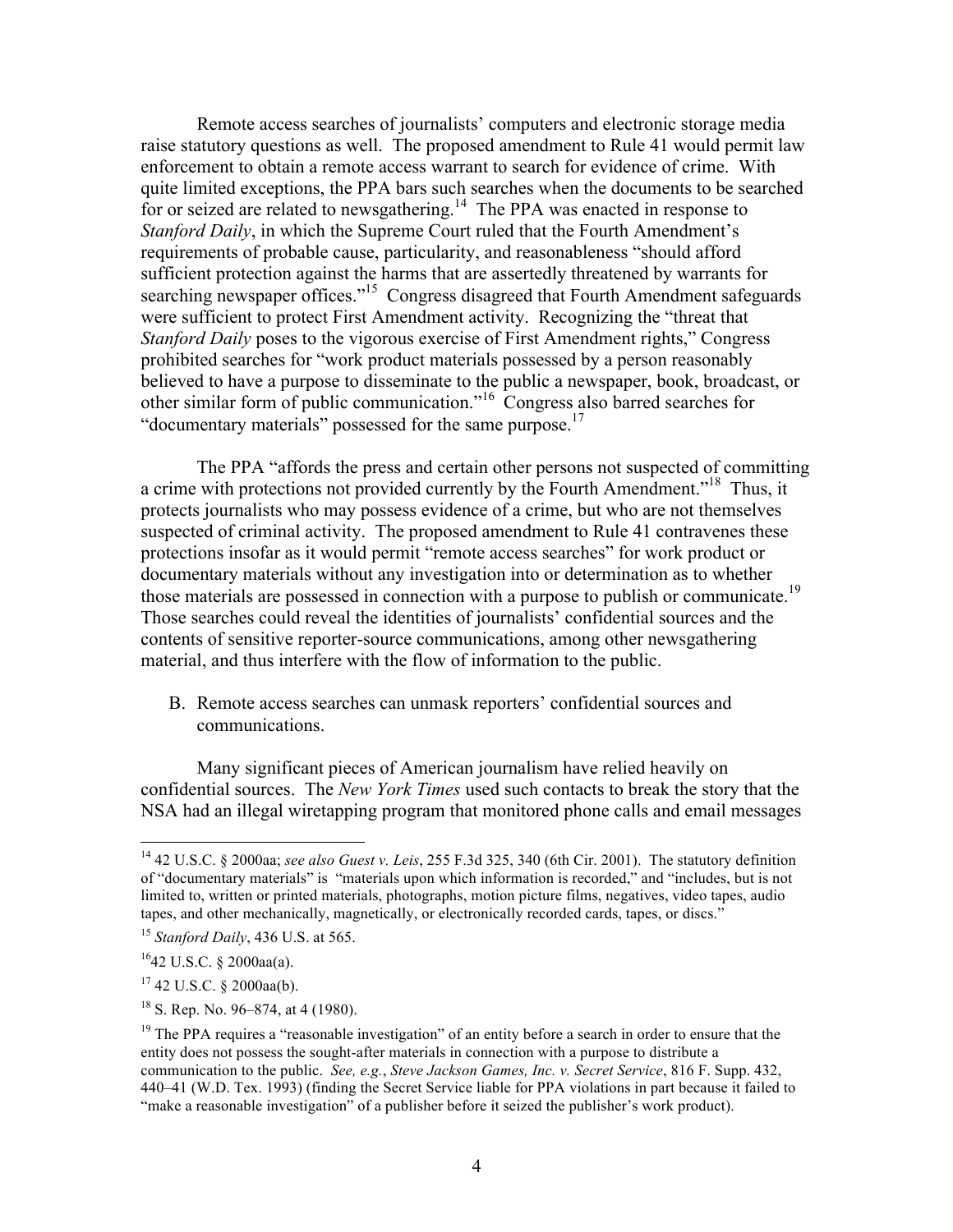Remote access searches of journalists' computers and electronic storage media raise statutory questions as well. The proposed amendment to Rule 41 would permit law enforcement to obtain a remote access warrant to search for evidence of crime. With quite limited exceptions, the PPA bars such searches when the documents to be searched for or seized are related to newsgathering.[14] The PPA was enacted in response to *Stanford Daily*, in which the Supreme Court ruled that the Fourth Amendment's requirements of probable cause, particularity, and reasonableness "should afford sufficient protection against the harms that are assertedly threatened by warrants for searching newspaper offices."[15] Congress disagreed that Fourth Amendment safeguards were sufficient to protect First Amendment activity. Recognizing the "threat that *Stanford Daily* poses to the vigorous exercise of First Amendment rights," Congress prohibited searches for "work product materials possessed by a person reasonably believed to have a purpose to disseminate to the public a newspaper, book, broadcast, or other similar form of public communication."[16] Congress also barred searches for "documentary materials" possessed for the same purpose.[17]

The PPA "affords the press and certain other persons not suspected of committing a crime with protections not provided currently by the Fourth Amendment."[18] Thus, it protects journalists who may possess evidence of a crime, but who are not themselves suspected of criminal activity. The proposed amendment to Rule 41 contravenes these protections insofar as it would permit "remote access searches" for work product or documentary materials without any investigation into or determination as to whether those materials are possessed in connection with a purpose to publish or communicate.[19] Those searches could reveal the identities of journalists' confidential sources and the contents of sensitive reporter-source communications, among other newsgathering material, and thus interfere with the flow of information to the public.

B. Remote access searches can unmask reporters' confidential sources and communications.

Many significant pieces of American journalism have relied heavily on confidential sources. The *New York Times* used such contacts to break the story that the NSA had an illegal wiretapping program that monitored phone calls and email messages

---

[14] 42 U.S.C. § 2000aa; *see also Guest v. Leis*, 255 F.3d 325, 340 (6th Cir. 2001). The statutory definition of "documentary materials" is "materials upon which information is recorded," and "includes, but is not limited to, written or printed materials, photographs, motion picture films, negatives, video tapes, audio tapes, and other mechanically, magnetically, or electronically recorded cards, tapes, or discs."

[15] *Stanford Daily*, 436 U.S. at 565.

[16] 42 U.S.C. § 2000aa(a).

[17] 42 U.S.C. § 2000aa(b).

[18] S. Rep. No. 96–874, at 4 (1980).

[19] The PPA requires a "reasonable investigation" of an entity before a search in order to ensure that the entity does not possess the sought-after materials in connection with a purpose to distribute a communication to the public. *See, e.g.*, *Steve Jackson Games, Inc. v. Secret Service*, 816 F. Supp. 432, 440–41 (W.D. Tex. 1993) (finding the Secret Service liable for PPA violations in part because it failed to "make a reasonable investigation" of a publisher before it seized the publisher's work product).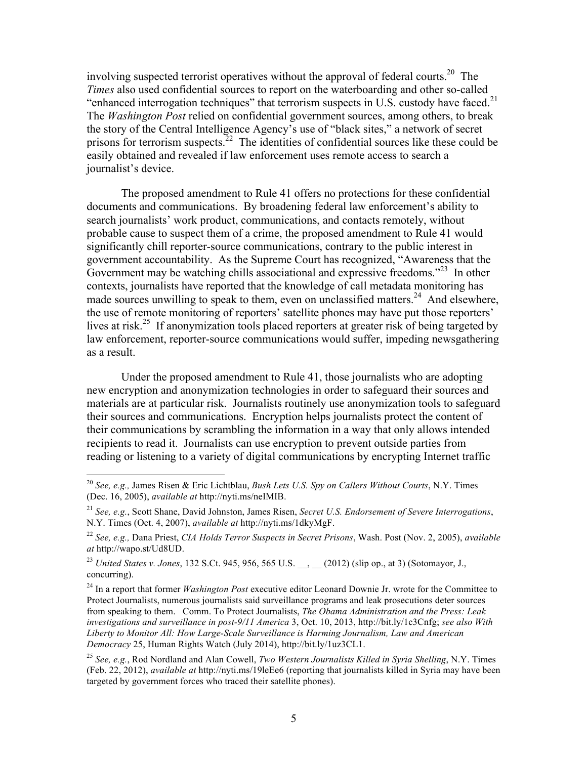involving suspected terrorist operatives without the approval of federal courts.[20] The *Times* also used confidential sources to report on the waterboarding and other so-called "enhanced interrogation techniques" that terrorism suspects in U.S. custody have faced.[21] The *Washington Post* relied on confidential government sources, among others, to break the story of the Central Intelligence Agency's use of "black sites," a network of secret prisons for terrorism suspects.[22] The identities of confidential sources like these could be easily obtained and revealed if law enforcement uses remote access to search a journalist's device.

The proposed amendment to Rule 41 offers no protections for these confidential documents and communications. By broadening federal law enforcement's ability to search journalists' work product, communications, and contacts remotely, without probable cause to suspect them of a crime, the proposed amendment to Rule 41 would significantly chill reporter-source communications, contrary to the public interest in government accountability. As the Supreme Court has recognized, "Awareness that the Government may be watching chills associational and expressive freedoms."[23] In other contexts, journalists have reported that the knowledge of call metadata monitoring has made sources unwilling to speak to them, even on unclassified matters.[24] And elsewhere, the use of remote monitoring of reporters' satellite phones may have put those reporters' lives at risk.[25] If anonymization tools placed reporters at greater risk of being targeted by law enforcement, reporter-source communications would suffer, impeding newsgathering as a result.

Under the proposed amendment to Rule 41, those journalists who are adopting new encryption and anonymization technologies in order to safeguard their sources and materials are at particular risk. Journalists routinely use anonymization tools to safeguard their sources and communications. Encryption helps journalists protect the content of their communications by scrambling the information in a way that only allows intended recipients to read it. Journalists can use encryption to prevent outside parties from reading or listening to a variety of digital communications by encrypting Internet traffic

---

[20] *See, e.g.,* James Risen & Eric Lichtblau, *Bush Lets U.S. Spy on Callers Without Courts*, N.Y. Times (Dec. 16, 2005), *available at* http://nyti.ms/neIMIB.

[21] *See, e.g.*, Scott Shane, David Johnston, James Risen, *Secret U.S. Endorsement of Severe Interrogations*, N.Y. Times (Oct. 4, 2007), *available at* http://nyti.ms/1dkyMgF.

[22] *See, e.g.,* Dana Priest, *CIA Holds Terror Suspects in Secret Prisons*, Wash. Post (Nov. 2, 2005), *available at* http://wapo.st/Ud8UD.

[23] *United States v. Jones*, 132 S.Ct. 945, 956, 565 U.S. __, __ (2012) (slip op., at 3) (Sotomayor, J., concurring).

[24] In a report that former *Washington Post* executive editor Leonard Downie Jr. wrote for the Committee to Protect Journalists, numerous journalists said surveillance programs and leak prosecutions deter sources from speaking to them. Comm. To Protect Journalists, *The Obama Administration and the Press: Leak investigations and surveillance in post-9/11 America* 3, Oct. 10, 2013, http://bit.ly/1c3Cnfg; *see also With Liberty to Monitor All: How Large-Scale Surveillance is Harming Journalism, Law and American Democracy* 25, Human Rights Watch (July 2014), http://bit.ly/1uz3CL1.

[25] *See, e.g.*, Rod Nordland and Alan Cowell, *Two Western Journalists Killed in Syria Shelling*, N.Y. Times (Feb. 22, 2012), *available at* http://nyti.ms/19leEe6 (reporting that journalists killed in Syria may have been targeted by government forces who traced their satellite phones).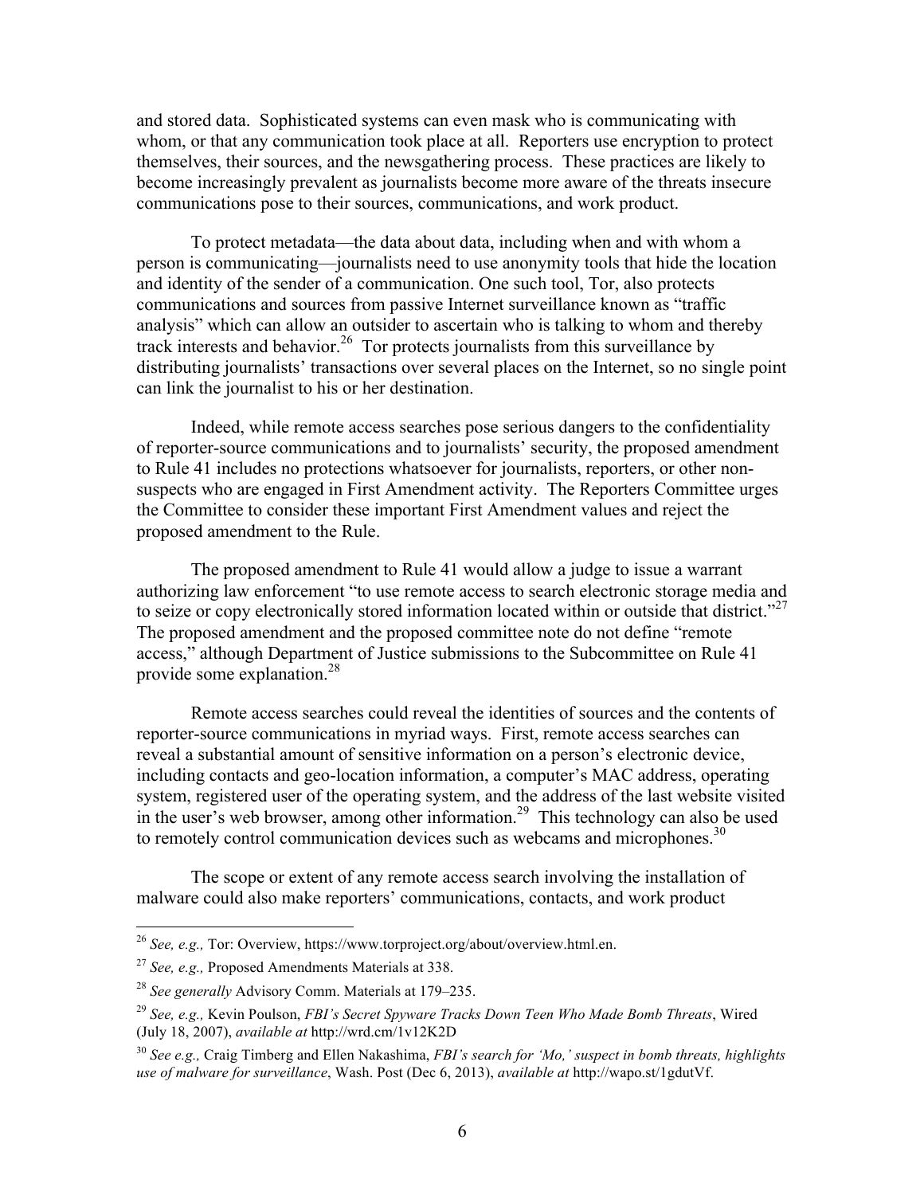and stored data. Sophisticated systems can even mask who is communicating with whom, or that any communication took place at all. Reporters use encryption to protect themselves, their sources, and the newsgathering process. These practices are likely to become increasingly prevalent as journalists become more aware of the threats insecure communications pose to their sources, communications, and work product.

To protect metadata—the data about data, including when and with whom a person is communicating—journalists need to use anonymity tools that hide the location and identity of the sender of a communication. One such tool, Tor, also protects communications and sources from passive Internet surveillance known as "traffic analysis" which can allow an outsider to ascertain who is talking to whom and thereby track interests and behavior.[26] Tor protects journalists from this surveillance by distributing journalists' transactions over several places on the Internet, so no single point can link the journalist to his or her destination.

Indeed, while remote access searches pose serious dangers to the confidentiality of reporter-source communications and to journalists' security, the proposed amendment to Rule 41 includes no protections whatsoever for journalists, reporters, or other non-suspects who are engaged in First Amendment activity. The Reporters Committee urges the Committee to consider these important First Amendment values and reject the proposed amendment to the Rule.

The proposed amendment to Rule 41 would allow a judge to issue a warrant authorizing law enforcement "to use remote access to search electronic storage media and to seize or copy electronically stored information located within or outside that district."[27] The proposed amendment and the proposed committee note do not define "remote access," although Department of Justice submissions to the Subcommittee on Rule 41 provide some explanation.[28]

Remote access searches could reveal the identities of sources and the contents of reporter-source communications in myriad ways. First, remote access searches can reveal a substantial amount of sensitive information on a person's electronic device, including contacts and geo-location information, a computer's MAC address, operating system, registered user of the operating system, and the address of the last website visited in the user's web browser, among other information.[29] This technology can also be used to remotely control communication devices such as webcams and microphones.[30]

The scope or extent of any remote access search involving the installation of malware could also make reporters' communications, contacts, and work product

---

[26] *See, e.g.,* Tor: Overview, https://www.torproject.org/about/overview.html.en.

[27] *See, e.g.,* Proposed Amendments Materials at 338.

[28] *See generally* Advisory Comm. Materials at 179–235.

[29] *See, e.g.,* Kevin Poulson, *FBI's Secret Spyware Tracks Down Teen Who Made Bomb Threats*, Wired (July 18, 2007), *available at* http://wrd.cm/1v12K2D

[30] *See e.g.,* Craig Timberg and Ellen Nakashima, *FBI's search for 'Mo,' suspect in bomb threats, highlights use of malware for surveillance*, Wash. Post (Dec 6, 2013), *available at* http://wapo.st/1gdutVf.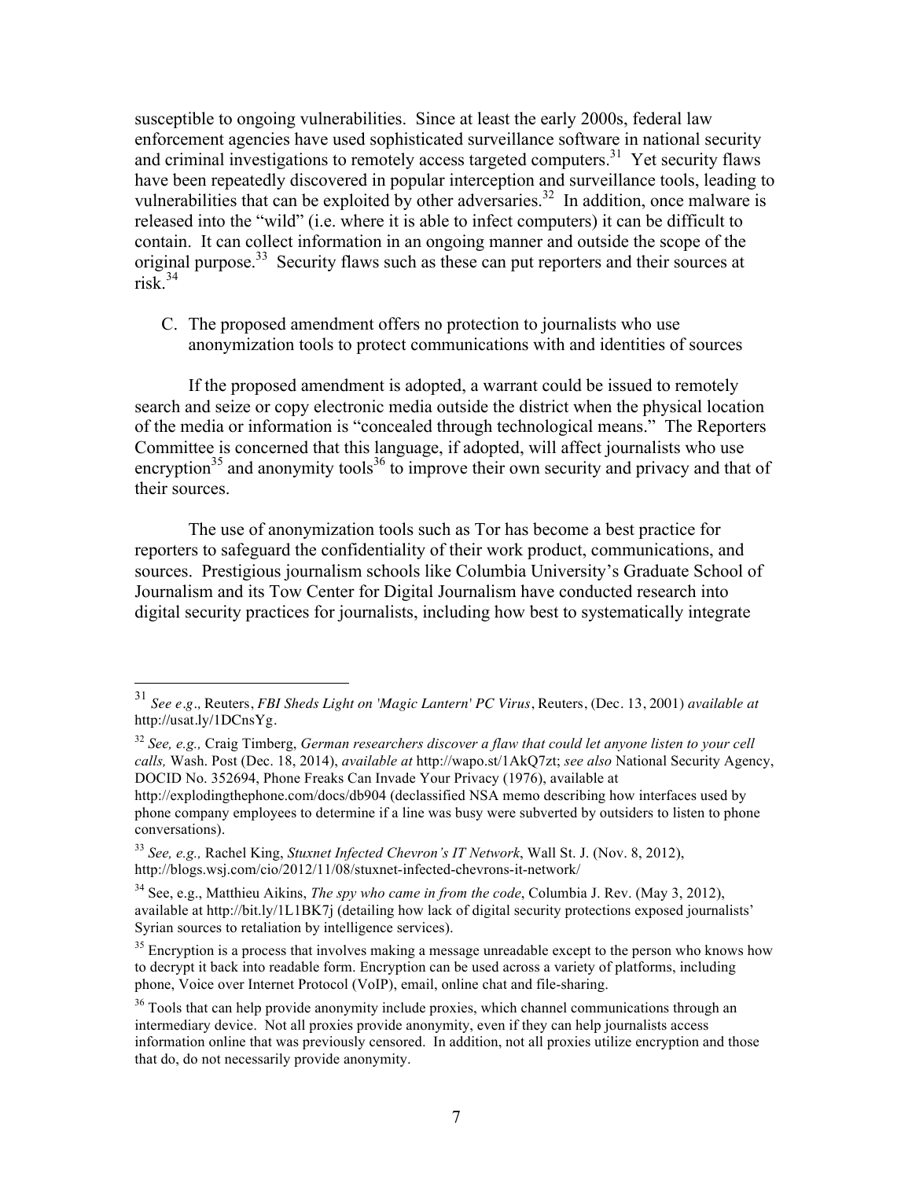susceptible to ongoing vulnerabilities. Since at least the early 2000s, federal law enforcement agencies have used sophisticated surveillance software in national security and criminal investigations to remotely access targeted computers.[31] Yet security flaws have been repeatedly discovered in popular interception and surveillance tools, leading to vulnerabilities that can be exploited by other adversaries.[32] In addition, once malware is released into the "wild" (i.e. where it is able to infect computers) it can be difficult to contain. It can collect information in an ongoing manner and outside the scope of the original purpose.[33] Security flaws such as these can put reporters and their sources at risk.[34]

### C. The proposed amendment offers no protection to journalists who use anonymization tools to protect communications with and identities of sources

If the proposed amendment is adopted, a warrant could be issued to remotely search and seize or copy electronic media outside the district when the physical location of the media or information is "concealed through technological means." The Reporters Committee is concerned that this language, if adopted, will affect journalists who use encryption[35] and anonymity tools[36] to improve their own security and privacy and that of their sources.

The use of anonymization tools such as Tor has become a best practice for reporters to safeguard the confidentiality of their work product, communications, and sources. Prestigious journalism schools like Columbia University's Graduate School of Journalism and its Tow Center for Digital Journalism have conducted research into digital security practices for journalists, including how best to systematically integrate

---

[31] *See e.g.,* Reuters, *FBI Sheds Light on 'Magic Lantern' PC Virus*, Reuters, (Dec. 13, 2001) *available at* http://usat.ly/1DCnsYg.

[32] *See, e.g.,* Craig Timberg, *German researchers discover a flaw that could let anyone listen to your cell calls,* Wash. Post (Dec. 18, 2014), *available at* http://wapo.st/1AkQ7zt; *see also* National Security Agency, DOCID No. 352694, Phone Freaks Can Invade Your Privacy (1976), available at http://explodingthephone.com/docs/db904 (declassified NSA memo describing how interfaces used by phone company employees to determine if a line was busy were subverted by outsiders to listen to phone conversations).

[33] *See, e.g.,* Rachel King, *Stuxnet Infected Chevron's IT Network*, Wall St. J. (Nov. 8, 2012), http://blogs.wsj.com/cio/2012/11/08/stuxnet-infected-chevrons-it-network/

[34] See, e.g., Matthieu Aikins, *The spy who came in from the code*, Columbia J. Rev. (May 3, 2012), available at http://bit.ly/1L1BK7j (detailing how lack of digital security protections exposed journalists' Syrian sources to retaliation by intelligence services).

[35] Encryption is a process that involves making a message unreadable except to the person who knows how to decrypt it back into readable form. Encryption can be used across a variety of platforms, including phone, Voice over Internet Protocol (VoIP), email, online chat and file-sharing.

[36] Tools that can help provide anonymity include proxies, which channel communications through an intermediary device. Not all proxies provide anonymity, even if they can help journalists access information online that was previously censored. In addition, not all proxies utilize encryption and those that do, do not necessarily provide anonymity.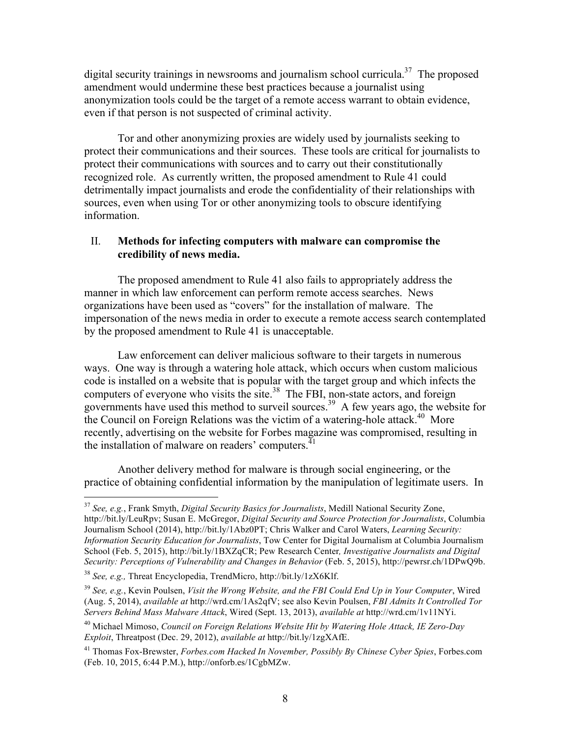digital security trainings in newsrooms and journalism school curricula.[37] The proposed amendment would undermine these best practices because a journalist using anonymization tools could be the target of a remote access warrant to obtain evidence, even if that person is not suspected of criminal activity.

Tor and other anonymizing proxies are widely used by journalists seeking to protect their communications and their sources. These tools are critical for journalists to protect their communications with sources and to carry out their constitutionally recognized role. As currently written, the proposed amendment to Rule 41 could detrimentally impact journalists and erode the confidentiality of their relationships with sources, even when using Tor or other anonymizing tools to obscure identifying information.

## II. **Methods for infecting computers with malware can compromise the credibility of news media.**

The proposed amendment to Rule 41 also fails to appropriately address the manner in which law enforcement can perform remote access searches. News organizations have been used as "covers" for the installation of malware. The impersonation of the news media in order to execute a remote access search contemplated by the proposed amendment to Rule 41 is unacceptable.

Law enforcement can deliver malicious software to their targets in numerous ways. One way is through a watering hole attack, which occurs when custom malicious code is installed on a website that is popular with the target group and which infects the computers of everyone who visits the site.[38] The FBI, non-state actors, and foreign governments have used this method to surveil sources.[39] A few years ago, the website for the Council on Foreign Relations was the victim of a watering-hole attack.[40] More recently, advertising on the website for Forbes magazine was compromised, resulting in the installation of malware on readers' computers.[41]

Another delivery method for malware is through social engineering, or the practice of obtaining confidential information by the manipulation of legitimate users. In

---

[37] *See, e.g.*, Frank Smyth, *Digital Security Basics for Journalists*, Medill National Security Zone, http://bit.ly/LeuRpv; Susan E. McGregor, *Digital Security and Source Protection for Journalists*, Columbia Journalism School (2014), http://bit.ly/1Abz0PT; Chris Walker and Carol Waters, *Learning Security: Information Security Education for Journalists*, Tow Center for Digital Journalism at Columbia Journalism School (Feb. 5, 2015), http://bit.ly/1BXZqCR; Pew Research Center, *Investigative Journalists and Digital Security: Perceptions of Vulnerability and Changes in Behavior* (Feb. 5, 2015), http://pewrsr.ch/1DPwQ9b.

[38] *See, e.g.,* Threat Encyclopedia, TrendMicro, http://bit.ly/1zX6Klf.

[39] *See, e.g.*, Kevin Poulsen, *Visit the Wrong Website, and the FBI Could End Up in Your Computer*, Wired (Aug. 5, 2014), *available at* http://wrd.cm/1As2qfV; see also Kevin Poulsen, *FBI Admits It Controlled Tor Servers Behind Mass Malware Attack*, Wired (Sept. 13, 2013), *available at* http://wrd.cm/1v11NYi.

[40] Michael Mimoso, *Council on Foreign Relations Website Hit by Watering Hole Attack, IE Zero-Day Exploit*, Threatpost (Dec. 29, 2012), *available at* http://bit.ly/1zgXAfE.

[41] Thomas Fox-Brewster, *Forbes.com Hacked In November, Possibly By Chinese Cyber Spies*, Forbes.com (Feb. 10, 2015, 6:44 P.M.), http://onforb.es/1CgbMZw.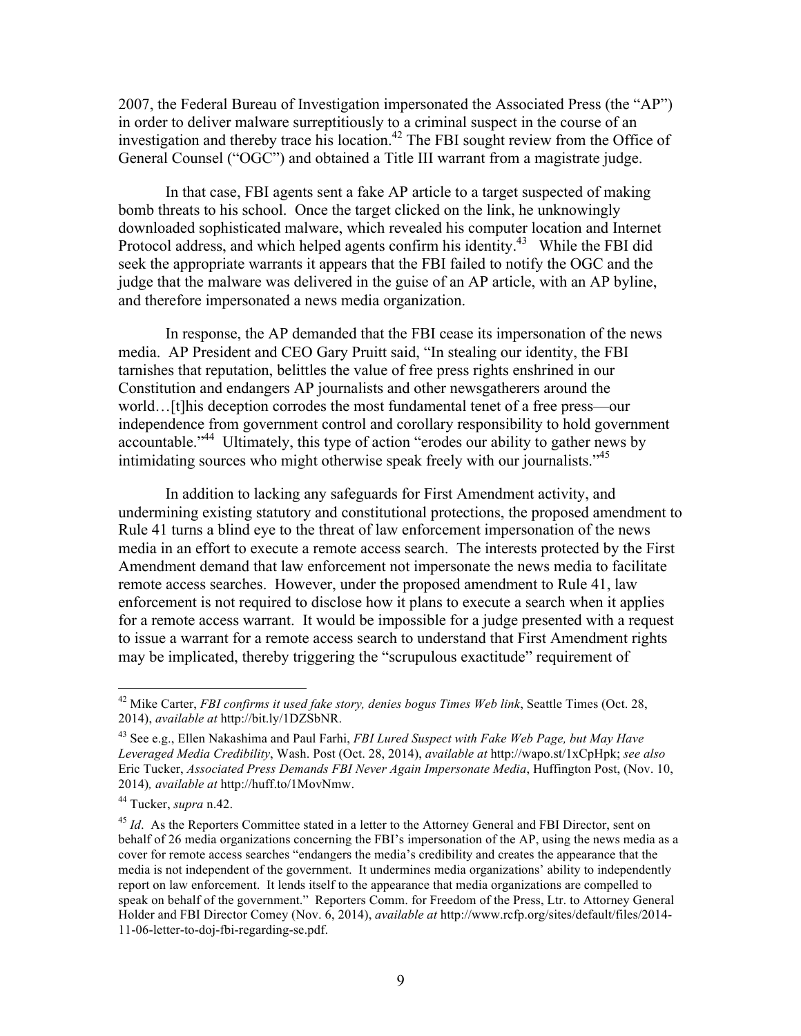2007, the Federal Bureau of Investigation impersonated the Associated Press (the "AP") in order to deliver malware surreptitiously to a criminal suspect in the course of an investigation and thereby trace his location.[42] The FBI sought review from the Office of General Counsel ("OGC") and obtained a Title III warrant from a magistrate judge.

In that case, FBI agents sent a fake AP article to a target suspected of making bomb threats to his school. Once the target clicked on the link, he unknowingly downloaded sophisticated malware, which revealed his computer location and Internet Protocol address, and which helped agents confirm his identity.[43] While the FBI did seek the appropriate warrants it appears that the FBI failed to notify the OGC and the judge that the malware was delivered in the guise of an AP article, with an AP byline, and therefore impersonated a news media organization.

In response, the AP demanded that the FBI cease its impersonation of the news media. AP President and CEO Gary Pruitt said, "In stealing our identity, the FBI tarnishes that reputation, belittles the value of free press rights enshrined in our Constitution and endangers AP journalists and other newsgatherers around the world…[t]his deception corrodes the most fundamental tenet of a free press—our independence from government control and corollary responsibility to hold government accountable."[44] Ultimately, this type of action "erodes our ability to gather news by intimidating sources who might otherwise speak freely with our journalists."[45]

In addition to lacking any safeguards for First Amendment activity, and undermining existing statutory and constitutional protections, the proposed amendment to Rule 41 turns a blind eye to the threat of law enforcement impersonation of the news media in an effort to execute a remote access search. The interests protected by the First Amendment demand that law enforcement not impersonate the news media to facilitate remote access searches. However, under the proposed amendment to Rule 41, law enforcement is not required to disclose how it plans to execute a search when it applies for a remote access warrant. It would be impossible for a judge presented with a request to issue a warrant for a remote access search to understand that First Amendment rights may be implicated, thereby triggering the "scrupulous exactitude" requirement of

---

[42] Mike Carter, *FBI confirms it used fake story, denies bogus Times Web link*, Seattle Times (Oct. 28, 2014), *available at* http://bit.ly/1DZSbNR.

[43] See e.g., Ellen Nakashima and Paul Farhi, *FBI Lured Suspect with Fake Web Page, but May Have Leveraged Media Credibility*, Wash. Post (Oct. 28, 2014), *available at* http://wapo.st/1xCpHpk; *see also* Eric Tucker, *Associated Press Demands FBI Never Again Impersonate Media*, Huffington Post, (Nov. 10, 2014)*, available at* http://huff.to/1MovNmw.

[44] Tucker, *supra* n.42.

[45] *Id*. As the Reporters Committee stated in a letter to the Attorney General and FBI Director, sent on behalf of 26 media organizations concerning the FBI's impersonation of the AP, using the news media as a cover for remote access searches "endangers the media's credibility and creates the appearance that the media is not independent of the government. It undermines media organizations' ability to independently report on law enforcement. It lends itself to the appearance that media organizations are compelled to speak on behalf of the government." Reporters Comm. for Freedom of the Press, Ltr. to Attorney General Holder and FBI Director Comey (Nov. 6, 2014), *available at* http://www.rcfp.org/sites/default/files/2014-11-06-letter-to-doj-fbi-regarding-se.pdf.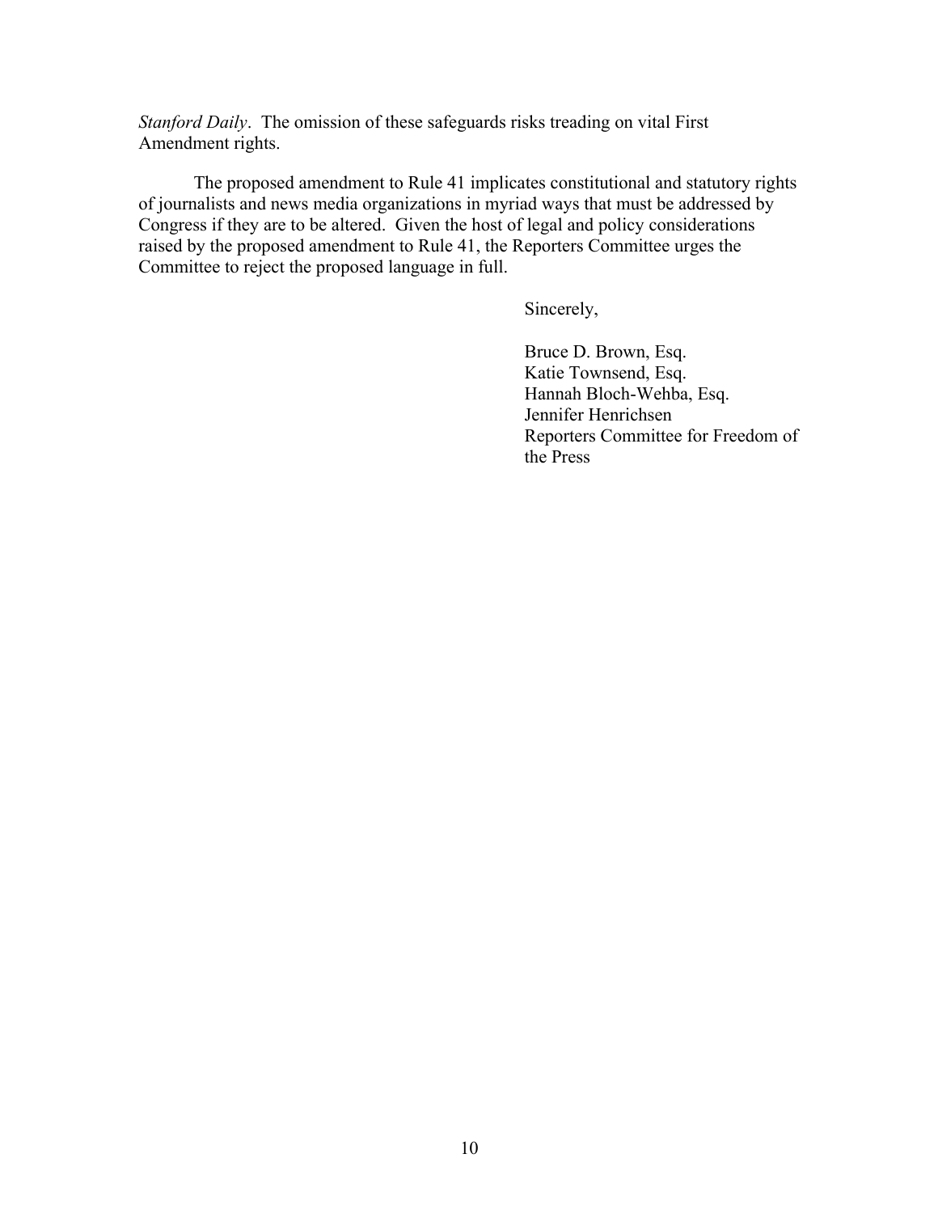*Stanford Daily*. The omission of these safeguards risks treading on vital First Amendment rights.

The proposed amendment to Rule 41 implicates constitutional and statutory rights of journalists and news media organizations in myriad ways that must be addressed by Congress if they are to be altered. Given the host of legal and policy considerations raised by the proposed amendment to Rule 41, the Reporters Committee urges the Committee to reject the proposed language in full.

Sincerely,

Bruce D. Brown, Esq.
Katie Townsend, Esq.
Hannah Bloch-Wehba, Esq.
Jennifer Henrichsen
Reporters Committee for Freedom of the Press